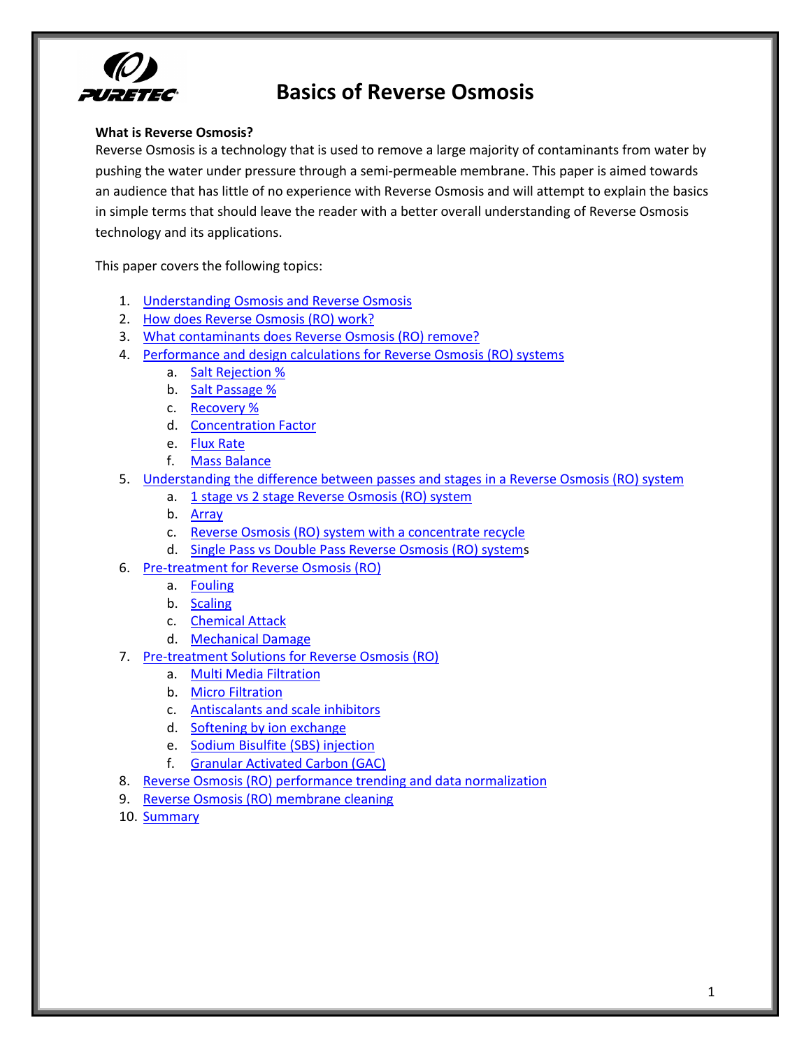# Basics of Reverse Osmosis

**What is Reverse Osmosis?**

Reverse Osmosis is a technology that is used to remove a large majority of contaminants from water by pushing the water under pressure through a semi-permeable membrane. This paper is aimed towards an audience that has little of no experience with Reverse Osmosis and will attempt to explain the basics in simple terms that should leave the reader with a better overall understanding of Reverse Osmosis technology and its applications.

This paper covers the following topics:

1. Understanding Osmosis and Reverse Osmosis
2. How does Reverse Osmosis (RO) work?
3. What contaminants does Reverse Osmosis (RO) remove?
4. Performance and design calculations for Reverse Osmosis (RO) systems
   a. Salt Rejection %
   b. Salt Passage %
   c. Recovery %
   d. Concentration Factor
   e. Flux Rate
   f. Mass Balance
5. Understanding the difference between passes and stages in a Reverse Osmosis (RO) system
   a. 1 stage vs 2 stage Reverse Osmosis (RO) system
   b. Array
   c. Reverse Osmosis (RO) system with a concentrate recycle
   d. Single Pass vs Double Pass Reverse Osmosis (RO) systems
6. Pre-treatment for Reverse Osmosis (RO)
   a. Fouling
   b. Scaling
   c. Chemical Attack
   d. Mechanical Damage
7. Pre-treatment Solutions for Reverse Osmosis (RO)
   a. Multi Media Filtration
   b. Micro Filtration
   c. Antiscalants and scale inhibitors
   d. Softening by ion exchange
   e. Sodium Bisulfite (SBS) injection
   f. Granular Activated Carbon (GAC)
8. Reverse Osmosis (RO) performance trending and data normalization
9. Reverse Osmosis (RO) membrane cleaning
10. Summary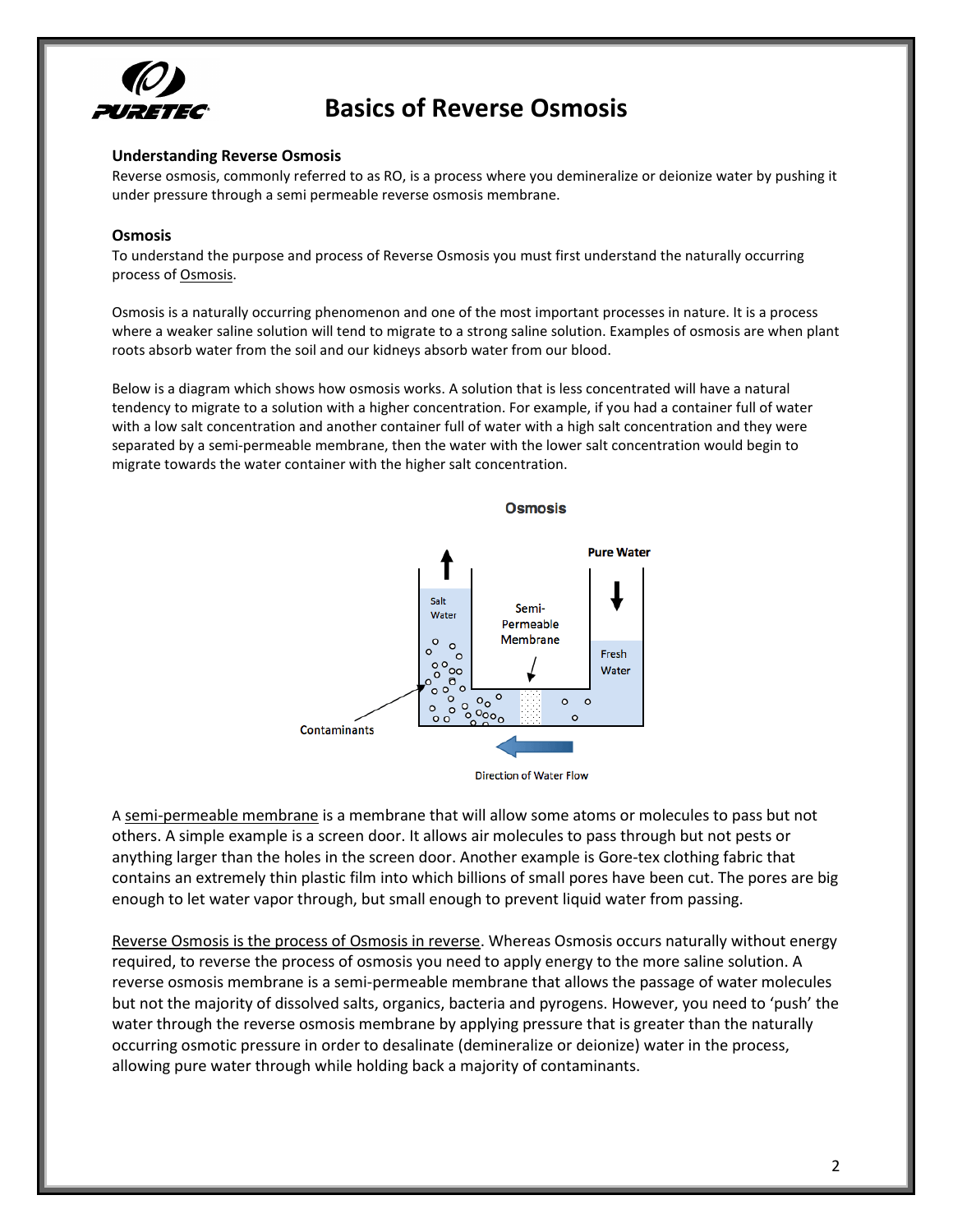# Basics of Reverse Osmosis

### Understanding Reverse Osmosis

Reverse osmosis, commonly referred to as RO, is a process where you demineralize or deionize water by pushing it under pressure through a semi permeable reverse osmosis membrane.

### Osmosis

To understand the purpose and process of Reverse Osmosis you must first understand the naturally occurring process of Osmosis.

Osmosis is a naturally occurring phenomenon and one of the most important processes in nature. It is a process where a weaker saline solution will tend to migrate to a strong saline solution. Examples of osmosis are when plant roots absorb water from the soil and our kidneys absorb water from our blood.

Below is a diagram which shows how osmosis works. A solution that is less concentrated will have a natural tendency to migrate to a solution with a higher concentration. For example, if you had a container full of water with a low salt concentration and another container full of water with a high salt concentration and they were separated by a semi-permeable membrane, then the water with the lower salt concentration would begin to migrate towards the water container with the higher salt concentration.

**Osmosis**

Salt Water | Semi-Permeable Membrane | Pure Water | Fresh Water | Contaminants | Direction of Water Flow

A semi-permeable membrane is a membrane that will allow some atoms or molecules to pass but not others. A simple example is a screen door. It allows air molecules to pass through but not pests or anything larger than the holes in the screen door. Another example is Gore-tex clothing fabric that contains an extremely thin plastic film into which billions of small pores have been cut. The pores are big enough to let water vapor through, but small enough to prevent liquid water from passing.

Reverse Osmosis is the process of Osmosis in reverse. Whereas Osmosis occurs naturally without energy required, to reverse the process of osmosis you need to apply energy to the more saline solution. A reverse osmosis membrane is a semi-permeable membrane that allows the passage of water molecules but not the majority of dissolved salts, organics, bacteria and pyrogens. However, you need to 'push' the water through the reverse osmosis membrane by applying pressure that is greater than the naturally occurring osmotic pressure in order to desalinate (demineralize or deionize) water in the process, allowing pure water through while holding back a majority of contaminants.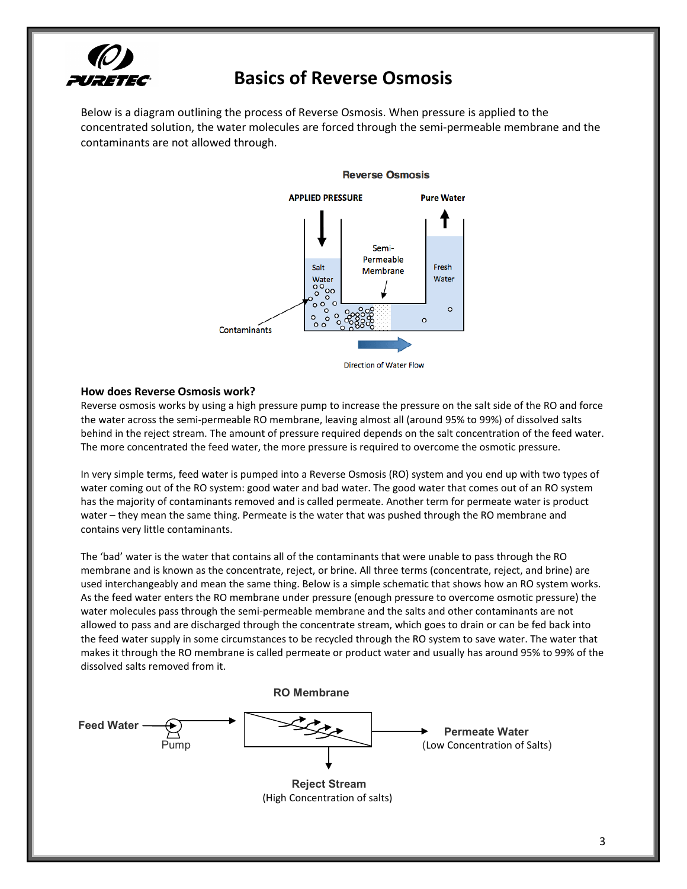# Basics of Reverse Osmosis

Below is a diagram outlining the process of Reverse Osmosis. When pressure is applied to the concentrated solution, the water molecules are forced through the semi-permeable membrane and the contaminants are not allowed through.

**How does Reverse Osmosis work?**
Reverse osmosis works by using a high pressure pump to increase the pressure on the salt side of the RO and force the water across the semi-permeable RO membrane, leaving almost all (around 95% to 99%) of dissolved salts behind in the reject stream. The amount of pressure required depends on the salt concentration of the feed water. The more concentrated the feed water, the more pressure is required to overcome the osmotic pressure.

In very simple terms, feed water is pumped into a Reverse Osmosis (RO) system and you end up with two types of water coming out of the RO system: good water and bad water. The good water that comes out of an RO system has the majority of contaminants removed and is called permeate. Another term for permeate water is product water – they mean the same thing. Permeate is the water that was pushed through the RO membrane and contains very little contaminants.

The 'bad' water is the water that contains all of the contaminants that were unable to pass through the RO membrane and is known as the concentrate, reject, or brine. All three terms (concentrate, reject, and brine) are used interchangeably and mean the same thing. Below is a simple schematic that shows how an RO system works. As the feed water enters the RO membrane under pressure (enough pressure to overcome osmotic pressure) the water molecules pass through the semi-permeable membrane and the salts and other contaminants are not allowed to pass and are discharged through the concentrate stream, which goes to drain or can be fed back into the feed water supply in some circumstances to be recycled through the RO system to save water. The water that makes it through the RO membrane is called permeate or product water and usually has around 95% to 99% of the dissolved salts removed from it.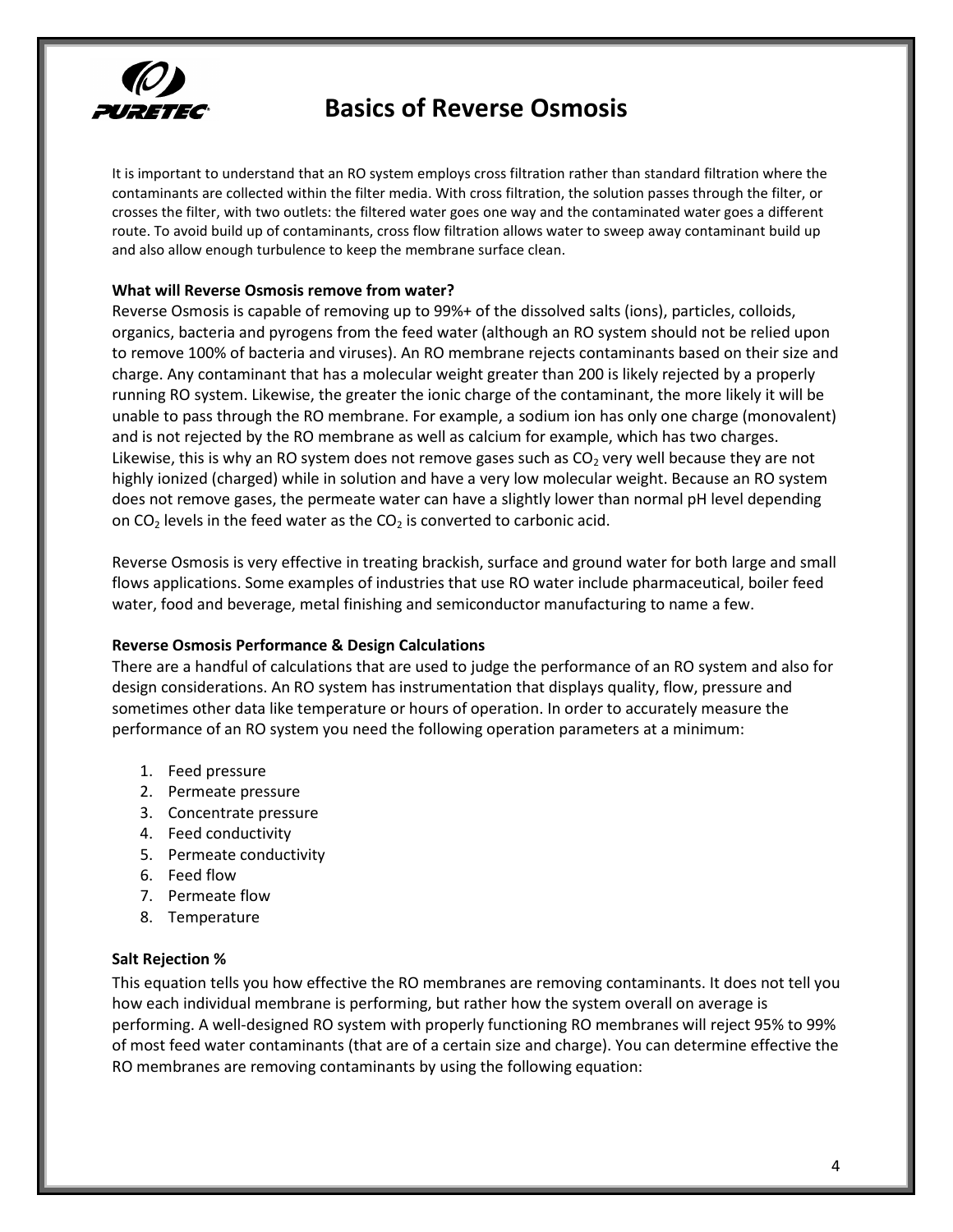# Basics of Reverse Osmosis

It is important to understand that an RO system employs cross filtration rather than standard filtration where the contaminants are collected within the filter media. With cross filtration, the solution passes through the filter, or crosses the filter, with two outlets: the filtered water goes one way and the contaminated water goes a different route. To avoid build up of contaminants, cross flow filtration allows water to sweep away contaminant build up and also allow enough turbulence to keep the membrane surface clean.

**What will Reverse Osmosis remove from water?**

Reverse Osmosis is capable of removing up to 99%+ of the dissolved salts (ions), particles, colloids, organics, bacteria and pyrogens from the feed water (although an RO system should not be relied upon to remove 100% of bacteria and viruses). An RO membrane rejects contaminants based on their size and charge. Any contaminant that has a molecular weight greater than 200 is likely rejected by a properly running RO system. Likewise, the greater the ionic charge of the contaminant, the more likely it will be unable to pass through the RO membrane. For example, a sodium ion has only one charge (monovalent) and is not rejected by the RO membrane as well as calcium for example, which has two charges. Likewise, this is why an RO system does not remove gases such as $CO_2$ very well because they are not highly ionized (charged) while in solution and have a very low molecular weight. Because an RO system does not remove gases, the permeate water can have a slightly lower than normal pH level depending on $CO_2$ levels in the feed water as the $CO_2$ is converted to carbonic acid.

Reverse Osmosis is very effective in treating brackish, surface and ground water for both large and small flows applications. Some examples of industries that use RO water include pharmaceutical, boiler feed water, food and beverage, metal finishing and semiconductor manufacturing to name a few.

**Reverse Osmosis Performance & Design Calculations**

There are a handful of calculations that are used to judge the performance of an RO system and also for design considerations. An RO system has instrumentation that displays quality, flow, pressure and sometimes other data like temperature or hours of operation. In order to accurately measure the performance of an RO system you need the following operation parameters at a minimum:

1. Feed pressure
2. Permeate pressure
3. Concentrate pressure
4. Feed conductivity
5. Permeate conductivity
6. Feed flow
7. Permeate flow
8. Temperature

**Salt Rejection %**

This equation tells you how effective the RO membranes are removing contaminants. It does not tell you how each individual membrane is performing, but rather how the system overall on average is performing. A well-designed RO system with properly functioning RO membranes will reject 95% to 99% of most feed water contaminants (that are of a certain size and charge). You can determine effective the RO membranes are removing contaminants by using the following equation: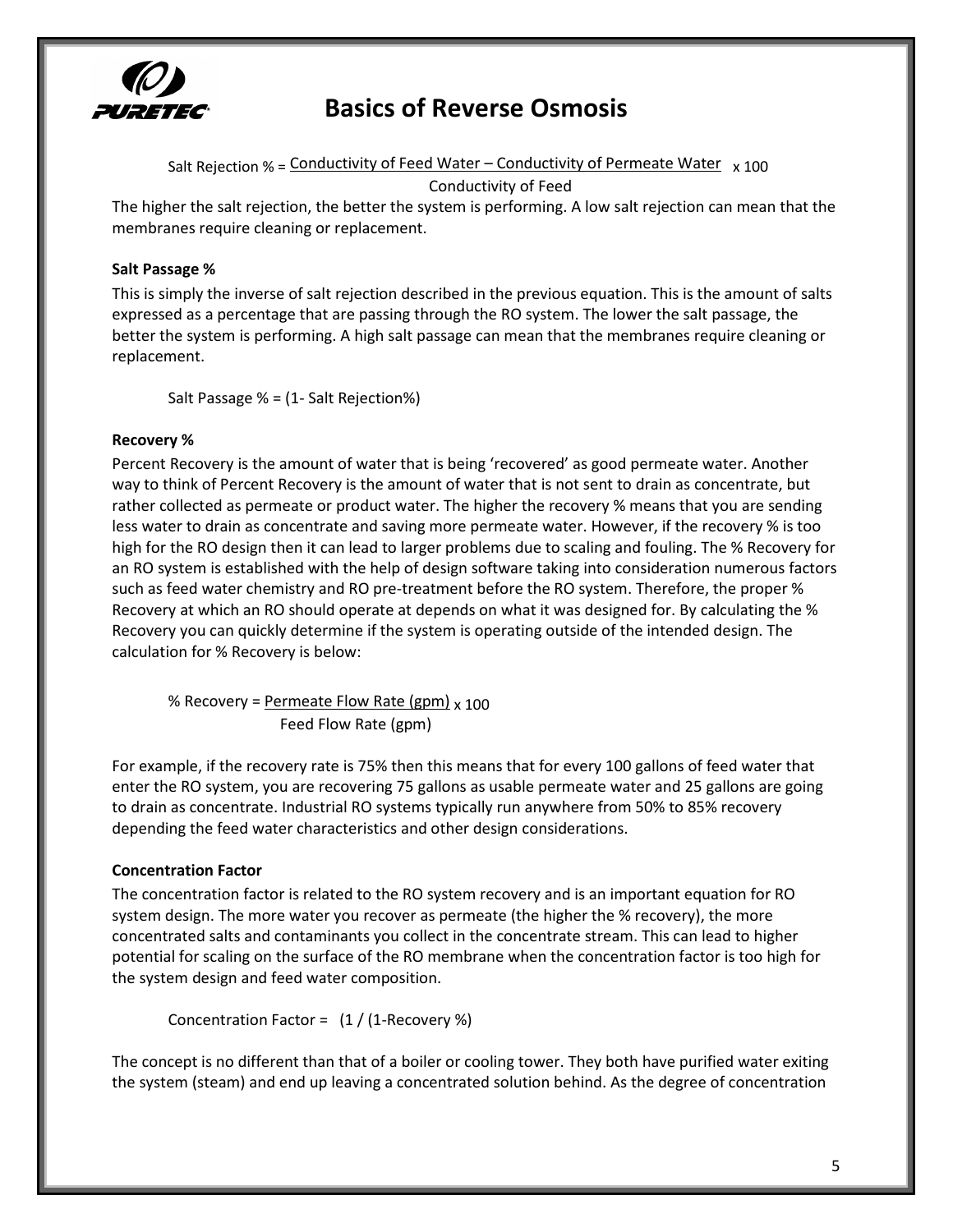$$\text{Salt Rejection \%} = \frac{\text{Conductivity of Feed Water} - \text{Conductivity of Permeate Water}}{\text{Conductivity of Feed}} \times 100$$

The higher the salt rejection, the better the system is performing. A low salt rejection can mean that the membranes require cleaning or replacement.

**Salt Passage %**

This is simply the inverse of salt rejection described in the previous equation. This is the amount of salts expressed as a percentage that are passing through the RO system. The lower the salt passage, the better the system is performing. A high salt passage can mean that the membranes require cleaning or replacement.

$$\text{Salt Passage \%} = (1 - \text{Salt Rejection\%})$$

**Recovery %**

Percent Recovery is the amount of water that is being 'recovered' as good permeate water. Another way to think of Percent Recovery is the amount of water that is not sent to drain as concentrate, but rather collected as permeate or product water. The higher the recovery % means that you are sending less water to drain as concentrate and saving more permeate water. However, if the recovery % is too high for the RO design then it can lead to larger problems due to scaling and fouling. The % Recovery for an RO system is established with the help of design software taking into consideration numerous factors such as feed water chemistry and RO pre-treatment before the RO system. Therefore, the proper % Recovery at which an RO should operate at depends on what it was designed for. By calculating the % Recovery you can quickly determine if the system is operating outside of the intended design. The calculation for % Recovery is below:

$$\text{\% Recovery} = \frac{\text{Permeate Flow Rate (gpm)}}{\text{Feed Flow Rate (gpm)}} \times 100$$

For example, if the recovery rate is 75% then this means that for every 100 gallons of feed water that enter the RO system, you are recovering 75 gallons as usable permeate water and 25 gallons are going to drain as concentrate. Industrial RO systems typically run anywhere from 50% to 85% recovery depending the feed water characteristics and other design considerations.

**Concentration Factor**

The concentration factor is related to the RO system recovery and is an important equation for RO system design. The more water you recover as permeate (the higher the % recovery), the more concentrated salts and contaminants you collect in the concentrate stream. This can lead to higher potential for scaling on the surface of the RO membrane when the concentration factor is too high for the system design and feed water composition.

$$\text{Concentration Factor} = (1 / (1 - \text{Recovery \%}))$$

The concept is no different than that of a boiler or cooling tower. They both have purified water exiting the system (steam) and end up leaving a concentrated solution behind. As the degree of concentration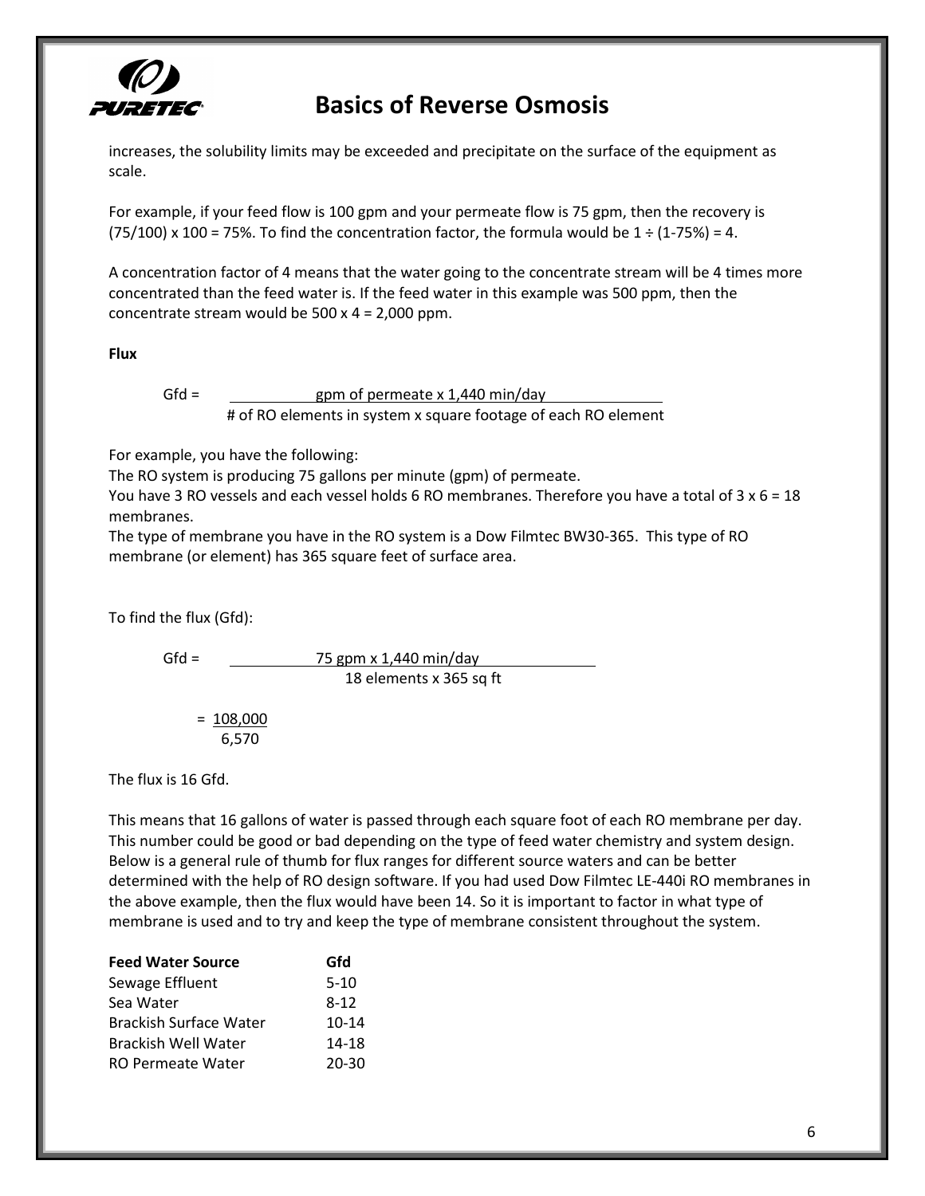increases, the solubility limits may be exceeded and precipitate on the surface of the equipment as scale.

For example, if your feed flow is 100 gpm and your permeate flow is 75 gpm, then the recovery is (75/100) x 100 = 75%. To find the concentration factor, the formula would be 1 ÷ (1-75%) = 4.

A concentration factor of 4 means that the water going to the concentrate stream will be 4 times more concentrated than the feed water is. If the feed water in this example was 500 ppm, then the concentrate stream would be 500 x 4 = 2,000 ppm.

**Flux**

$$\text{Gfd} = \frac{\text{gpm of permeate} \times 1{,}440 \text{ min/day}}{\text{\# of RO elements in system} \times \text{square footage of each RO element}}$$

For example, you have the following:
The RO system is producing 75 gallons per minute (gpm) of permeate.
You have 3 RO vessels and each vessel holds 6 RO membranes. Therefore you have a total of 3 x 6 = 18 membranes.
The type of membrane you have in the RO system is a Dow Filmtec BW30-365. This type of RO membrane (or element) has 365 square feet of surface area.

To find the flux (Gfd):

$$\text{Gfd} = \frac{75 \text{ gpm} \times 1{,}440 \text{ min/day}}{18 \text{ elements} \times 365 \text{ sq ft}}$$

$$= \frac{108{,}000}{6{,}570}$$

The flux is 16 Gfd.

This means that 16 gallons of water is passed through each square foot of each RO membrane per day. This number could be good or bad depending on the type of feed water chemistry and system design. Below is a general rule of thumb for flux ranges for different source waters and can be better determined with the help of RO design software. If you had used Dow Filmtec LE-440i RO membranes in the above example, then the flux would have been 14. So it is important to factor in what type of membrane is used and to try and keep the type of membrane consistent throughout the system.

| Feed Water Source | Gfd |
|---|---|
| Sewage Effluent | 5-10 |
| Sea Water | 8-12 |
| Brackish Surface Water | 10-14 |
| Brackish Well Water | 14-18 |
| RO Permeate Water | 20-30 |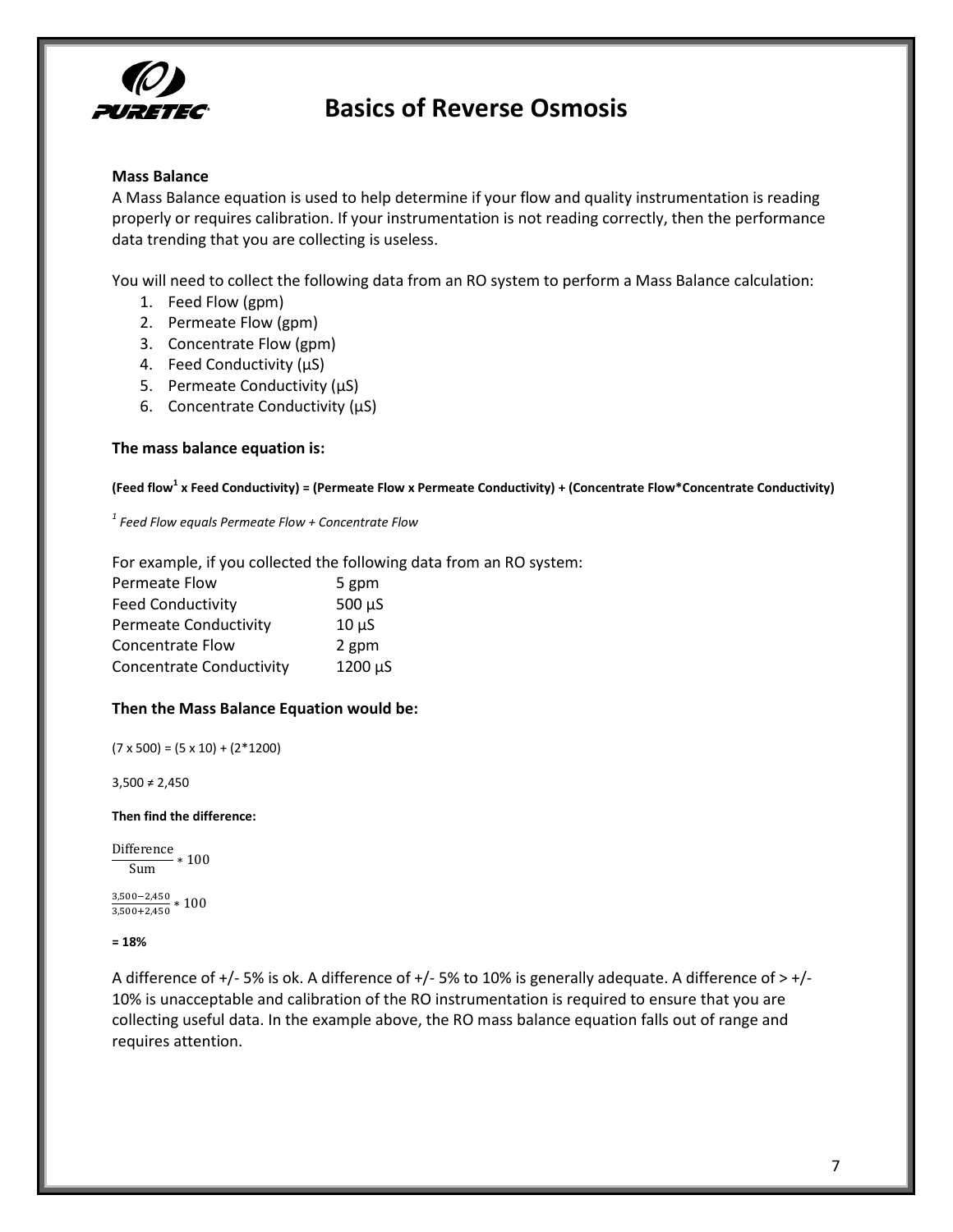# Basics of Reverse Osmosis

**Mass Balance**

A Mass Balance equation is used to help determine if your flow and quality instrumentation is reading properly or requires calibration. If your instrumentation is not reading correctly, then the performance data trending that you are collecting is useless.

You will need to collect the following data from an RO system to perform a Mass Balance calculation:

1. Feed Flow (gpm)
2. Permeate Flow (gpm)
3. Concentrate Flow (gpm)
4. Feed Conductivity (µS)
5. Permeate Conductivity (µS)
6. Concentrate Conductivity (µS)

**The mass balance equation is:**

**(Feed flow[1] x Feed Conductivity) = (Permeate Flow x Permeate Conductivity) + (Concentrate Flow*Concentrate Conductivity)**

*[1] Feed Flow equals Permeate Flow + Concentrate Flow*

For example, if you collected the following data from an RO system:

| | |
|---|---|
| Permeate Flow | 5 gpm |
| Feed Conductivity | 500 µS |
| Permeate Conductivity | 10 µS |
| Concentrate Flow | 2 gpm |
| Concentrate Conductivity | 1200 µS |

**Then the Mass Balance Equation would be:**

(7 x 500) = (5 x 10) + (2*1200)

3,500 ≠ 2,450

**Then find the difference:**

$$\frac{\text{Difference}}{\text{Sum}} * 100$$

$$\frac{3{,}500 - 2{,}450}{3{,}500 + 2{,}450} * 100$$

**= 18%**

A difference of +/- 5% is ok. A difference of +/- 5% to 10% is generally adequate. A difference of > +/- 10% is unacceptable and calibration of the RO instrumentation is required to ensure that you are collecting useful data. In the example above, the RO mass balance equation falls out of range and requires attention.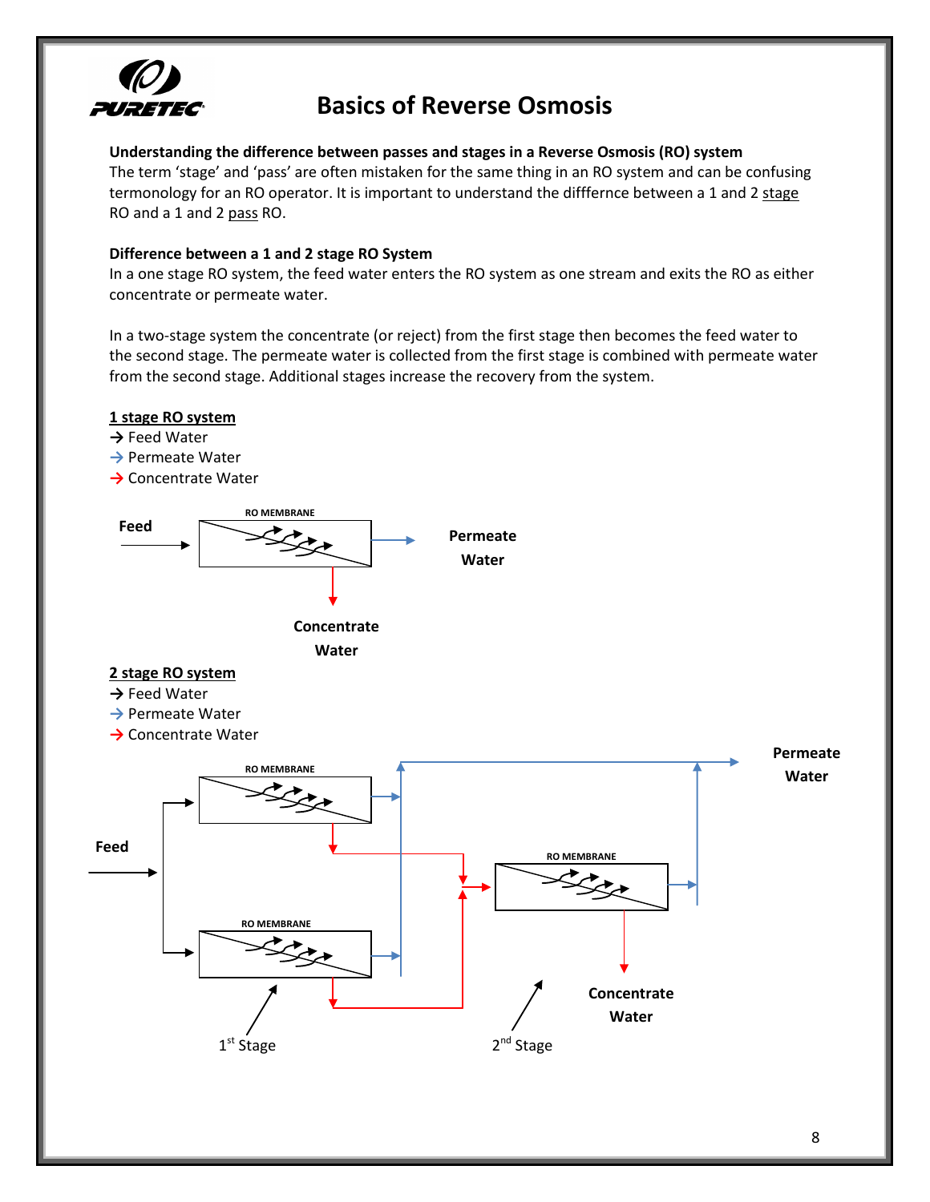# Basics of Reverse Osmosis

**Understanding the difference between passes and stages in a Reverse Osmosis (RO) system**
The term 'stage' and 'pass' are often mistaken for the same thing in an RO system and can be confusing termonology for an RO operator. It is important to understand the diffference between a 1 and 2 stage RO and a 1 and 2 pass RO.

**Difference between a 1 and 2 stage RO System**
In a one stage RO system, the feed water enters the RO system as one stream and exits the RO as either concentrate or permeate water.

In a two-stage system the concentrate (or reject) from the first stage then becomes the feed water to the second stage. The permeate water is collected from the first stage is combined with permeate water from the second stage. Additional stages increase the recovery from the system.

**1 stage RO system**

→ Feed Water
→ Permeate Water
→ Concentrate Water

Feed

RO MEMBRANE

Permeate Water

Concentrate Water

**2 stage RO system**

→ Feed Water
→ Permeate Water
→ Concentrate Water

Feed

RO MEMBRANE

RO MEMBRANE

RO MEMBRANE

Permeate Water

Concentrate Water

1st Stage

2nd Stage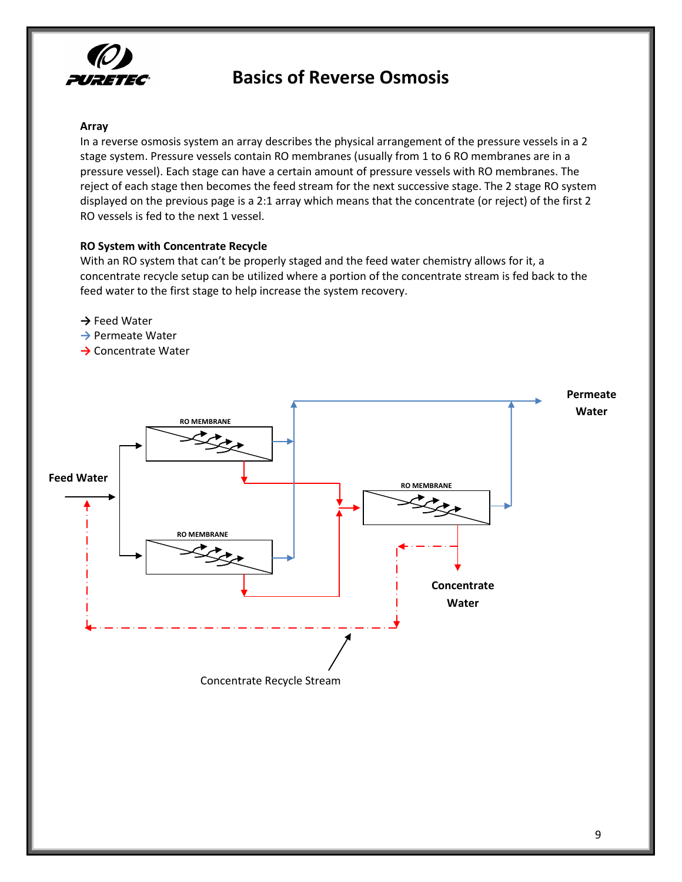# Basics of Reverse Osmosis

**Array**

In a reverse osmosis system an array describes the physical arrangement of the pressure vessels in a 2 stage system. Pressure vessels contain RO membranes (usually from 1 to 6 RO membranes are in a pressure vessel). Each stage can have a certain amount of pressure vessels with RO membranes. The reject of each stage then becomes the feed stream for the next successive stage. The 2 stage RO system displayed on the previous page is a 2:1 array which means that the concentrate (or reject) of the first 2 RO vessels is fed to the next 1 vessel.

**RO System with Concentrate Recycle**

With an RO system that can't be properly staged and the feed water chemistry allows for it, a concentrate recycle setup can be utilized where a portion of the concentrate stream is fed back to the feed water to the first stage to help increase the system recovery.

→ Feed Water
→ Permeate Water
→ Concentrate Water

RO MEMBRANE
RO MEMBRANE
RO MEMBRANE

Feed Water
Permeate Water
Concentrate Water
Concentrate Recycle Stream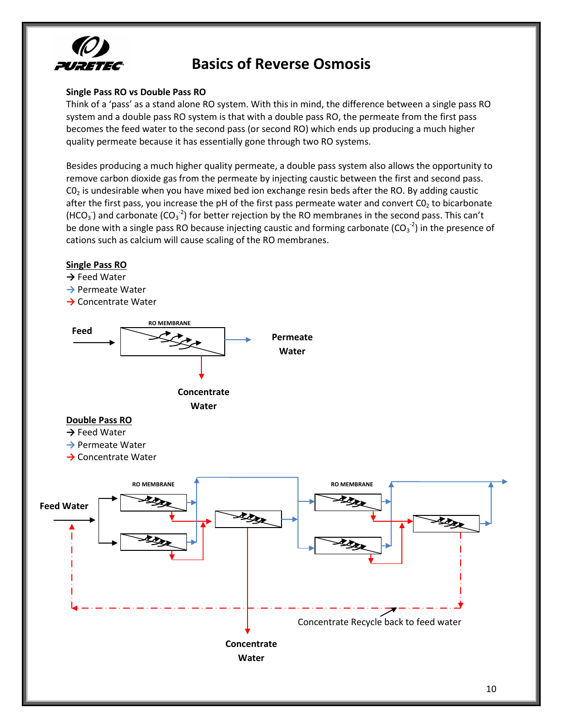# Basics of Reverse Osmosis

**Single Pass RO vs Double Pass RO**

Think of a 'pass' as a stand alone RO system. With this in mind, the difference between a single pass RO system and a double pass RO system is that with a double pass RO, the permeate from the first pass becomes the feed water to the second pass (or second RO) which ends up producing a much higher quality permeate because it has essentially gone through two RO systems.

Besides producing a much higher quality permeate, a double pass system also allows the opportunity to remove carbon dioxide gas from the permeate by injecting caustic between the first and second pass. $CO_2$ is undesirable when you have mixed bed ion exchange resin beds after the RO. By adding caustic after the first pass, you increase the pH of the first pass permeate water and convert $CO_2$ to bicarbonate ($HCO_3^-$) and carbonate ($CO_3^{-2}$) for better rejection by the RO membranes in the second pass. This can't be done with a single pass RO because injecting caustic and forming carbonate ($CO_3^{-2}$) in the presence of cations such as calcium will cause scaling of the RO membranes.

<u>**Single Pass RO**</u>

→ Feed Water
→ Permeate Water
→ Concentrate Water

Feed

RO MEMBRANE

Permeate Water

Concentrate Water

<u>**Double Pass RO**</u>

→ Feed Water
→ Permeate Water
→ Concentrate Water

Feed Water

RO MEMBRANE

RO MEMBRANE

Concentrate Recycle back to feed water

Concentrate Water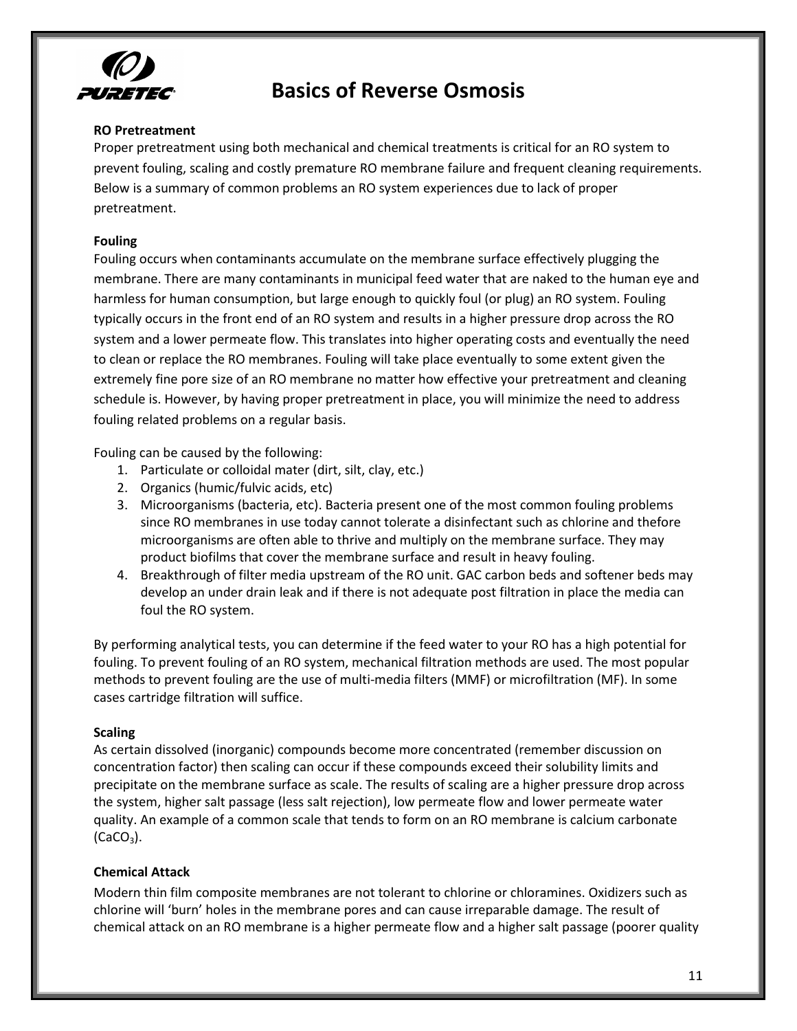# Basics of Reverse Osmosis

**RO Pretreatment**

Proper pretreatment using both mechanical and chemical treatments is critical for an RO system to prevent fouling, scaling and costly premature RO membrane failure and frequent cleaning requirements. Below is a summary of common problems an RO system experiences due to lack of proper pretreatment.

**Fouling**

Fouling occurs when contaminants accumulate on the membrane surface effectively plugging the membrane. There are many contaminants in municipal feed water that are naked to the human eye and harmless for human consumption, but large enough to quickly foul (or plug) an RO system. Fouling typically occurs in the front end of an RO system and results in a higher pressure drop across the RO system and a lower permeate flow. This translates into higher operating costs and eventually the need to clean or replace the RO membranes. Fouling will take place eventually to some extent given the extremely fine pore size of an RO membrane no matter how effective your pretreatment and cleaning schedule is. However, by having proper pretreatment in place, you will minimize the need to address fouling related problems on a regular basis.

Fouling can be caused by the following:

1. Particulate or colloidal mater (dirt, silt, clay, etc.)
2. Organics (humic/fulvic acids, etc)
3. Microorganisms (bacteria, etc). Bacteria present one of the most common fouling problems since RO membranes in use today cannot tolerate a disinfectant such as chlorine and thefore microorganisms are often able to thrive and multiply on the membrane surface. They may product biofilms that cover the membrane surface and result in heavy fouling.
4. Breakthrough of filter media upstream of the RO unit. GAC carbon beds and softener beds may develop an under drain leak and if there is not adequate post filtration in place the media can foul the RO system.

By performing analytical tests, you can determine if the feed water to your RO has a high potential for fouling. To prevent fouling of an RO system, mechanical filtration methods are used. The most popular methods to prevent fouling are the use of multi-media filters (MMF) or microfiltration (MF). In some cases cartridge filtration will suffice.

**Scaling**

As certain dissolved (inorganic) compounds become more concentrated (remember discussion on concentration factor) then scaling can occur if these compounds exceed their solubility limits and precipitate on the membrane surface as scale. The results of scaling are a higher pressure drop across the system, higher salt passage (less salt rejection), low permeate flow and lower permeate water quality. An example of a common scale that tends to form on an RO membrane is calcium carbonate ($CaCO_3$).

**Chemical Attack**

Modern thin film composite membranes are not tolerant to chlorine or chloramines. Oxidizers such as chlorine will 'burn' holes in the membrane pores and can cause irreparable damage. The result of chemical attack on an RO membrane is a higher permeate flow and a higher salt passage (poorer quality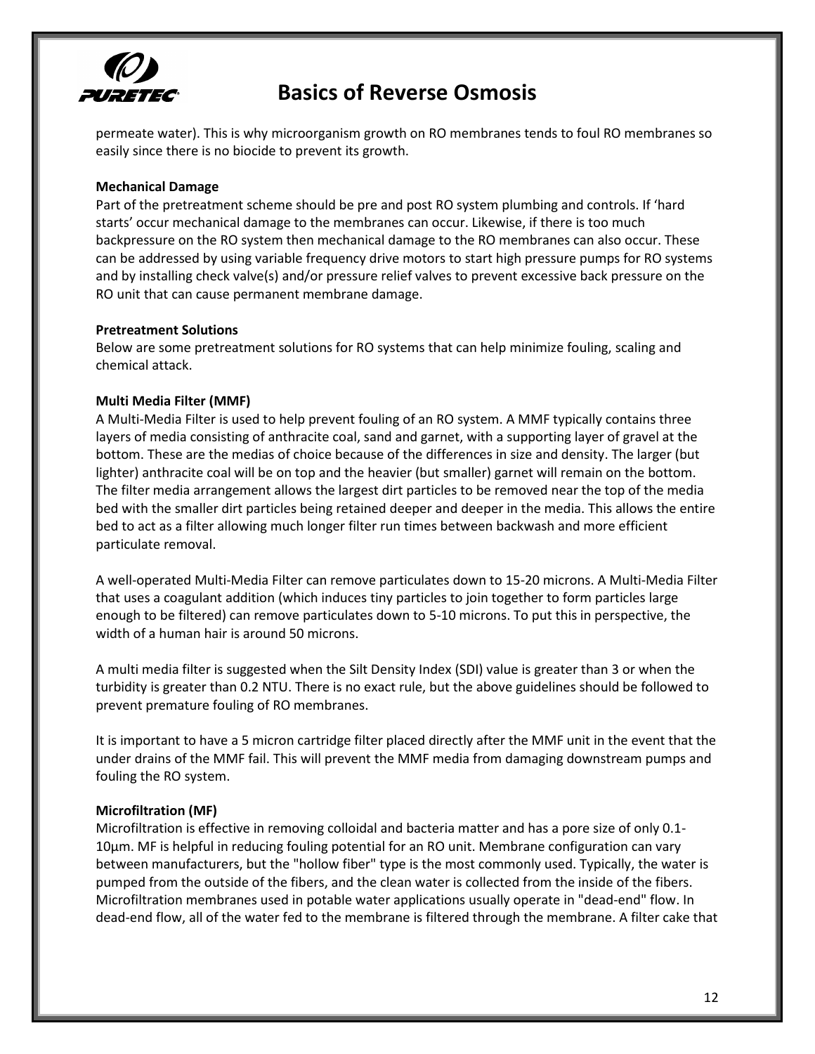permeate water). This is why microorganism growth on RO membranes tends to foul RO membranes so easily since there is no biocide to prevent its growth.

**Mechanical Damage**

Part of the pretreatment scheme should be pre and post RO system plumbing and controls. If 'hard starts' occur mechanical damage to the membranes can occur. Likewise, if there is too much backpressure on the RO system then mechanical damage to the RO membranes can also occur. These can be addressed by using variable frequency drive motors to start high pressure pumps for RO systems and by installing check valve(s) and/or pressure relief valves to prevent excessive back pressure on the RO unit that can cause permanent membrane damage.

**Pretreatment Solutions**

Below are some pretreatment solutions for RO systems that can help minimize fouling, scaling and chemical attack.

**Multi Media Filter (MMF)**

A Multi-Media Filter is used to help prevent fouling of an RO system. A MMF typically contains three layers of media consisting of anthracite coal, sand and garnet, with a supporting layer of gravel at the bottom. These are the medias of choice because of the differences in size and density. The larger (but lighter) anthracite coal will be on top and the heavier (but smaller) garnet will remain on the bottom. The filter media arrangement allows the largest dirt particles to be removed near the top of the media bed with the smaller dirt particles being retained deeper and deeper in the media. This allows the entire bed to act as a filter allowing much longer filter run times between backwash and more efficient particulate removal.

A well-operated Multi-Media Filter can remove particulates down to 15-20 microns. A Multi-Media Filter that uses a coagulant addition (which induces tiny particles to join together to form particles large enough to be filtered) can remove particulates down to 5-10 microns. To put this in perspective, the width of a human hair is around 50 microns.

A multi media filter is suggested when the Silt Density Index (SDI) value is greater than 3 or when the turbidity is greater than 0.2 NTU. There is no exact rule, but the above guidelines should be followed to prevent premature fouling of RO membranes.

It is important to have a 5 micron cartridge filter placed directly after the MMF unit in the event that the under drains of the MMF fail. This will prevent the MMF media from damaging downstream pumps and fouling the RO system.

**Microfiltration (MF)**

Microfiltration is effective in removing colloidal and bacteria matter and has a pore size of only 0.1-10µm. MF is helpful in reducing fouling potential for an RO unit. Membrane configuration can vary between manufacturers, but the "hollow fiber" type is the most commonly used. Typically, the water is pumped from the outside of the fibers, and the clean water is collected from the inside of the fibers. Microfiltration membranes used in potable water applications usually operate in "dead-end" flow. In dead-end flow, all of the water fed to the membrane is filtered through the membrane. A filter cake that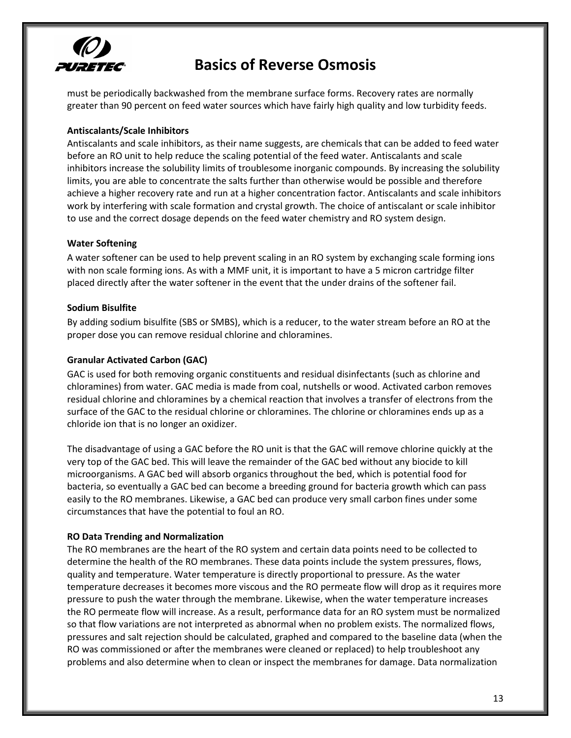must be periodically backwashed from the membrane surface forms. Recovery rates are normally greater than 90 percent on feed water sources which have fairly high quality and low turbidity feeds.

### Antiscalants/Scale Inhibitors

Antiscalants and scale inhibitors, as their name suggests, are chemicals that can be added to feed water before an RO unit to help reduce the scaling potential of the feed water. Antiscalants and scale inhibitors increase the solubility limits of troublesome inorganic compounds. By increasing the solubility limits, you are able to concentrate the salts further than otherwise would be possible and therefore achieve a higher recovery rate and run at a higher concentration factor. Antiscalants and scale inhibitors work by interfering with scale formation and crystal growth. The choice of antiscalant or scale inhibitor to use and the correct dosage depends on the feed water chemistry and RO system design.

### Water Softening

A water softener can be used to help prevent scaling in an RO system by exchanging scale forming ions with non scale forming ions. As with a MMF unit, it is important to have a 5 micron cartridge filter placed directly after the water softener in the event that the under drains of the softener fail.

### Sodium Bisulfite

By adding sodium bisulfite (SBS or SMBS), which is a reducer, to the water stream before an RO at the proper dose you can remove residual chlorine and chloramines.

### Granular Activated Carbon (GAC)

GAC is used for both removing organic constituents and residual disinfectants (such as chlorine and chloramines) from water. GAC media is made from coal, nutshells or wood. Activated carbon removes residual chlorine and chloramines by a chemical reaction that involves a transfer of electrons from the surface of the GAC to the residual chlorine or chloramines. The chlorine or chloramines ends up as a chloride ion that is no longer an oxidizer.

The disadvantage of using a GAC before the RO unit is that the GAC will remove chlorine quickly at the very top of the GAC bed. This will leave the remainder of the GAC bed without any biocide to kill microorganisms. A GAC bed will absorb organics throughout the bed, which is potential food for bacteria, so eventually a GAC bed can become a breeding ground for bacteria growth which can pass easily to the RO membranes. Likewise, a GAC bed can produce very small carbon fines under some circumstances that have the potential to foul an RO.

### RO Data Trending and Normalization

The RO membranes are the heart of the RO system and certain data points need to be collected to determine the health of the RO membranes. These data points include the system pressures, flows, quality and temperature. Water temperature is directly proportional to pressure. As the water temperature decreases it becomes more viscous and the RO permeate flow will drop as it requires more pressure to push the water through the membrane. Likewise, when the water temperature increases the RO permeate flow will increase. As a result, performance data for an RO system must be normalized so that flow variations are not interpreted as abnormal when no problem exists. The normalized flows, pressures and salt rejection should be calculated, graphed and compared to the baseline data (when the RO was commissioned or after the membranes were cleaned or replaced) to help troubleshoot any problems and also determine when to clean or inspect the membranes for damage. Data normalization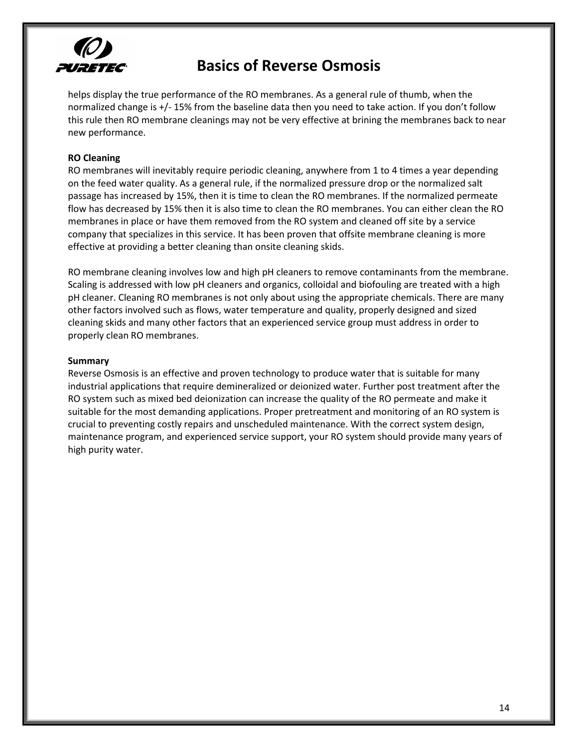helps display the true performance of the RO membranes. As a general rule of thumb, when the normalized change is +/- 15% from the baseline data then you need to take action. If you don't follow this rule then RO membrane cleanings may not be very effective at brining the membranes back to near new performance.

**RO Cleaning**

RO membranes will inevitably require periodic cleaning, anywhere from 1 to 4 times a year depending on the feed water quality. As a general rule, if the normalized pressure drop or the normalized salt passage has increased by 15%, then it is time to clean the RO membranes. If the normalized permeate flow has decreased by 15% then it is also time to clean the RO membranes. You can either clean the RO membranes in place or have them removed from the RO system and cleaned off site by a service company that specializes in this service. It has been proven that offsite membrane cleaning is more effective at providing a better cleaning than onsite cleaning skids.

RO membrane cleaning involves low and high pH cleaners to remove contaminants from the membrane. Scaling is addressed with low pH cleaners and organics, colloidal and biofouling are treated with a high pH cleaner. Cleaning RO membranes is not only about using the appropriate chemicals. There are many other factors involved such as flows, water temperature and quality, properly designed and sized cleaning skids and many other factors that an experienced service group must address in order to properly clean RO membranes.

**Summary**

Reverse Osmosis is an effective and proven technology to produce water that is suitable for many industrial applications that require demineralized or deionized water. Further post treatment after the RO system such as mixed bed deionization can increase the quality of the RO permeate and make it suitable for the most demanding applications. Proper pretreatment and monitoring of an RO system is crucial to preventing costly repairs and unscheduled maintenance. With the correct system design, maintenance program, and experienced service support, your RO system should provide many years of high purity water.